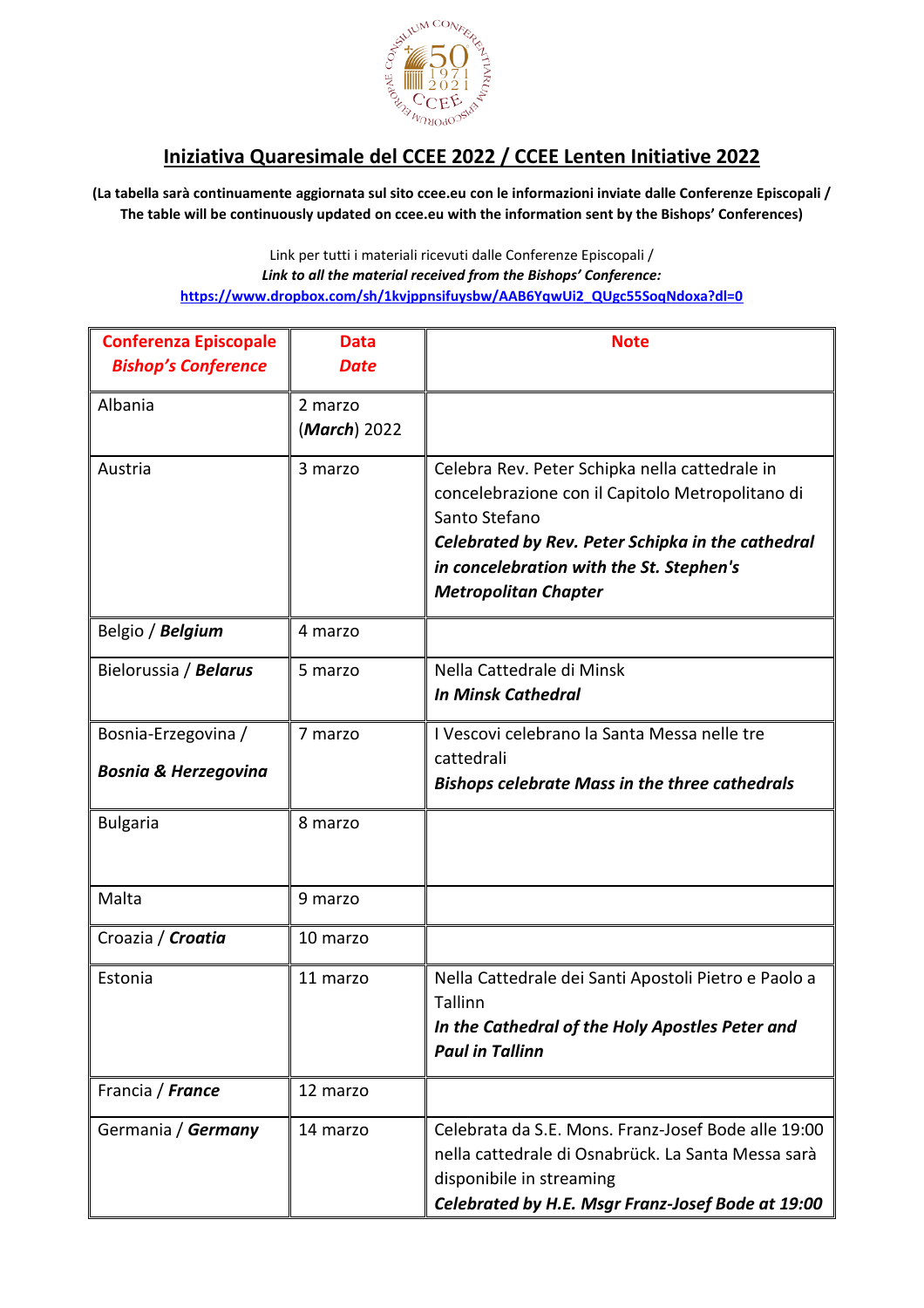## Iniziativa Quaresimale del CCEE 2022 / CCEE Lenten Initiative 2022

**(La tabella sarà continuamente aggiornata sul sito ccee.eu con le informazioni inviate dalle Conferenze Episcopali / The table will be continuously updated on ccee.eu with the information sent by the Bishops' Conferences)**

Link per tutti i materiali ricevuti dalle Conferenze Episcopali /
***Link to all the material received from the Bishops' Conference:***
**https://www.dropbox.com/sh/1kvjppnsifuysbw/AAB6YqwUi2_QUgc55SoqNdoxa?dl=0**

| Conferenza Episcopale *Bishop's Conference* | Data *Date* | Note |
|---|---|---|
| Albania | 2 marzo (***March***) 2022 | |
| Austria | 3 marzo | Celebra Rev. Peter Schipka nella cattedrale in concelebrazione con il Capitolo Metropolitano di Santo Stefano ***Celebrated by Rev. Peter Schipka in the cathedral in concelebration with the St. Stephen's Metropolitan Chapter*** |
| Belgio / ***Belgium*** | 4 marzo | |
| Bielorussia / ***Belarus*** | 5 marzo | Nella Cattedrale di Minsk ***In Minsk Cathedral*** |
| Bosnia-Erzegovina / ***Bosnia & Herzegovina*** | 7 marzo | I Vescovi celebrano la Santa Messa nelle tre cattedrali ***Bishops celebrate Mass in the three cathedrals*** |
| Bulgaria | 8 marzo | |
| Malta | 9 marzo | |
| Croazia / ***Croatia*** | 10 marzo | |
| Estonia | 11 marzo | Nella Cattedrale dei Santi Apostoli Pietro e Paolo a Tallinn ***In the Cathedral of the Holy Apostles Peter and Paul in Tallinn*** |
| Francia / ***France*** | 12 marzo | |
| Germania / ***Germany*** | 14 marzo | Celebrata da S.E. Mons. Franz-Josef Bode alle 19:00 nella cattedrale di Osnabrück. La Santa Messa sarà disponibile in streaming ***Celebrated by H.E. Msgr Franz-Josef Bode at 19:00*** |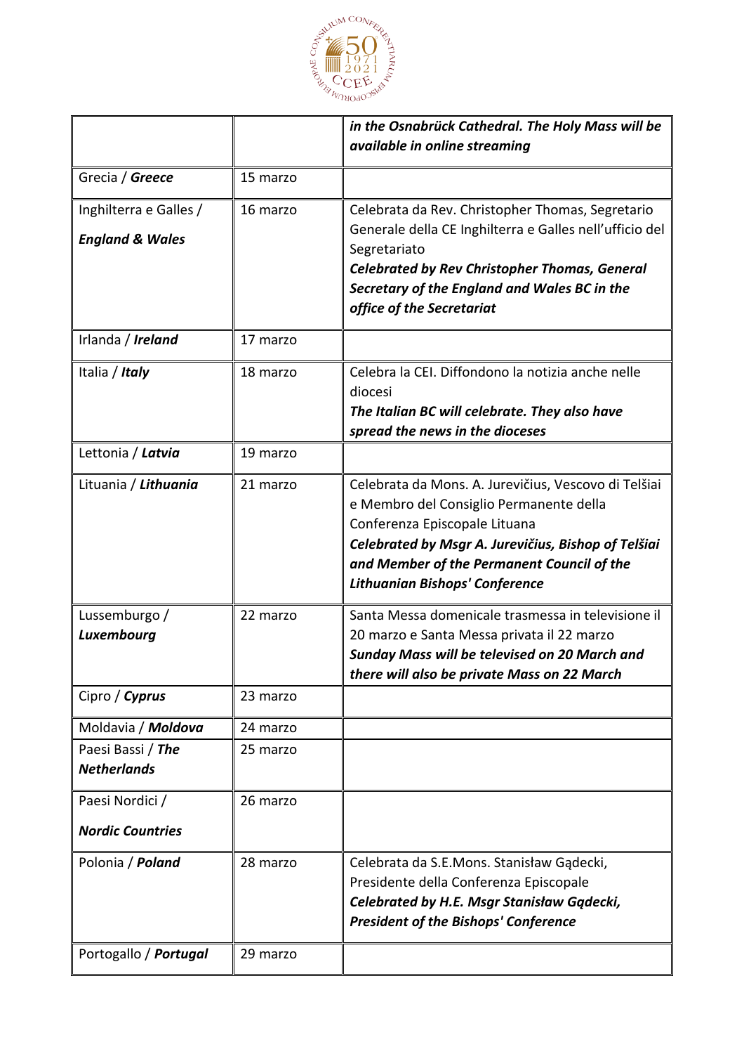| | | |
|---|---|---|
| | | ***in the Osnabrück Cathedral. The Holy Mass will be available in online streaming*** |
| Grecia / ***Greece*** | 15 marzo | |
| Inghilterra e Galles / ***England & Wales*** | 16 marzo | Celebrata da Rev. Christopher Thomas, Segretario Generale della CE Inghilterra e Galles nell'ufficio del Segretariato ***Celebrated by Rev Christopher Thomas, General Secretary of the England and Wales BC in the office of the Secretariat*** |
| Irlanda / ***Ireland*** | 17 marzo | |
| Italia / ***Italy*** | 18 marzo | Celebra la CEI. Diffondono la notizia anche nelle diocesi ***The Italian BC will celebrate. They also have spread the news in the dioceses*** |
| Lettonia / ***Latvia*** | 19 marzo | |
| Lituania / ***Lithuania*** | 21 marzo | Celebrata da Mons. A. Jurevičius, Vescovo di Telšiai e Membro del Consiglio Permanente della Conferenza Episcopale Lituana ***Celebrated by Msgr A. Jurevičius, Bishop of Telšiai and Member of the Permanent Council of the Lithuanian Bishops' Conference*** |
| Lussemburgo / ***Luxembourg*** | 22 marzo | Santa Messa domenicale trasmessa in televisione il 20 marzo e Santa Messa privata il 22 marzo ***Sunday Mass will be televised on 20 March and there will also be private Mass on 22 March*** |
| Cipro / ***Cyprus*** | 23 marzo | |
| Moldavia / ***Moldova*** | 24 marzo | |
| Paesi Bassi / ***The Netherlands*** | 25 marzo | |
| Paesi Nordici / ***Nordic Countries*** | 26 marzo | |
| Polonia / ***Poland*** | 28 marzo | Celebrata da S.E.Mons. Stanisław Gądecki, Presidente della Conferenza Episcopale ***Celebrated by H.E. Msgr Stanisław Gądecki, President of the Bishops' Conference*** |
| Portogallo / ***Portugal*** | 29 marzo | |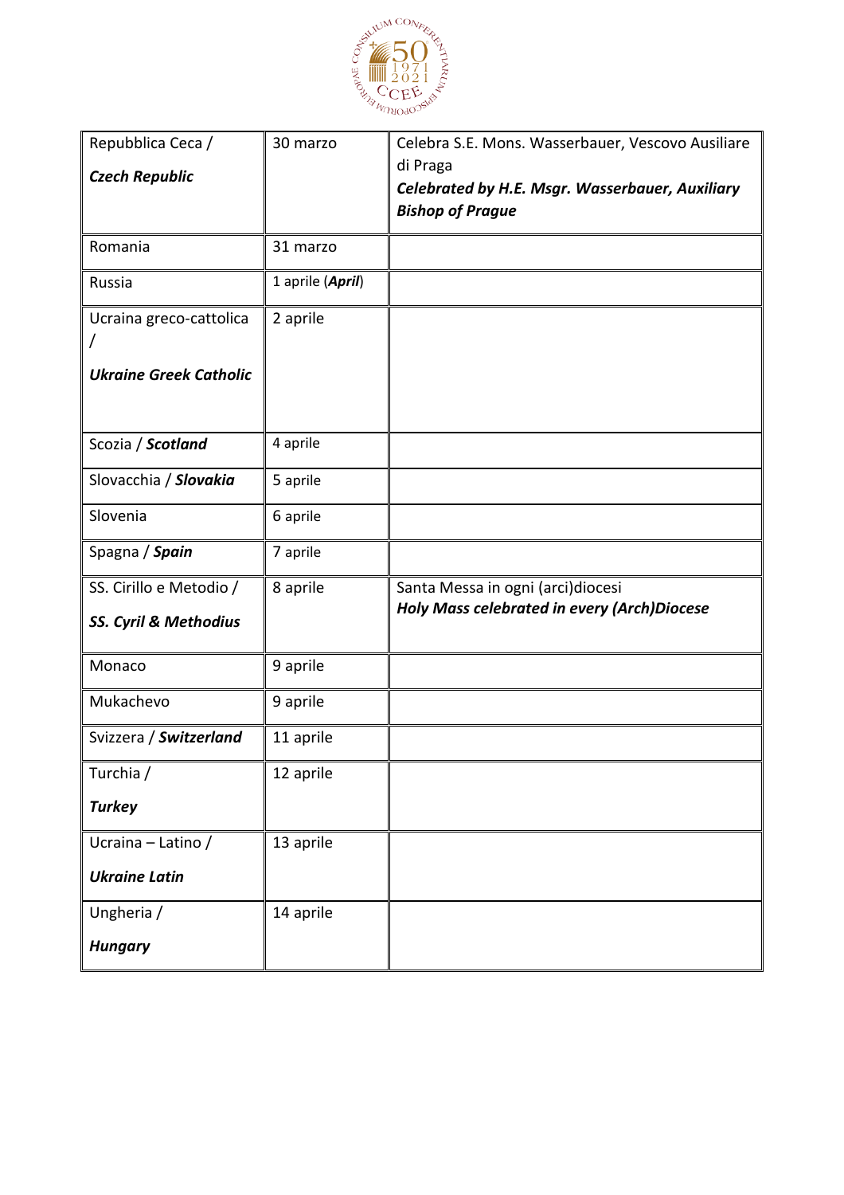| | | |
|---|---|---|
| Repubblica Ceca / ***Czech Republic*** | 30 marzo | Celebra S.E. Mons. Wasserbauer, Vescovo Ausiliare di Praga ***Celebrated by H.E. Msgr. Wasserbauer, Auxiliary Bishop of Prague*** |
| Romania | 31 marzo | |
| Russia | 1 aprile (***April***) | |
| Ucraina greco-cattolica / ***Ukraine Greek Catholic*** | 2 aprile | |
| Scozia / ***Scotland*** | 4 aprile | |
| Slovacchia / ***Slovakia*** | 5 aprile | |
| Slovenia | 6 aprile | |
| Spagna / ***Spain*** | 7 aprile | |
| SS. Cirillo e Metodio / ***SS. Cyril & Methodius*** | 8 aprile | Santa Messa in ogni (arci)diocesi ***Holy Mass celebrated in every (Arch)Diocese*** |
| Monaco | 9 aprile | |
| Mukachevo | 9 aprile | |
| Svizzera / ***Switzerland*** | 11 aprile | |
| Turchia / ***Turkey*** | 12 aprile | |
| Ucraina – Latino / ***Ukraine Latin*** | 13 aprile | |
| Ungheria / ***Hungary*** | 14 aprile | |